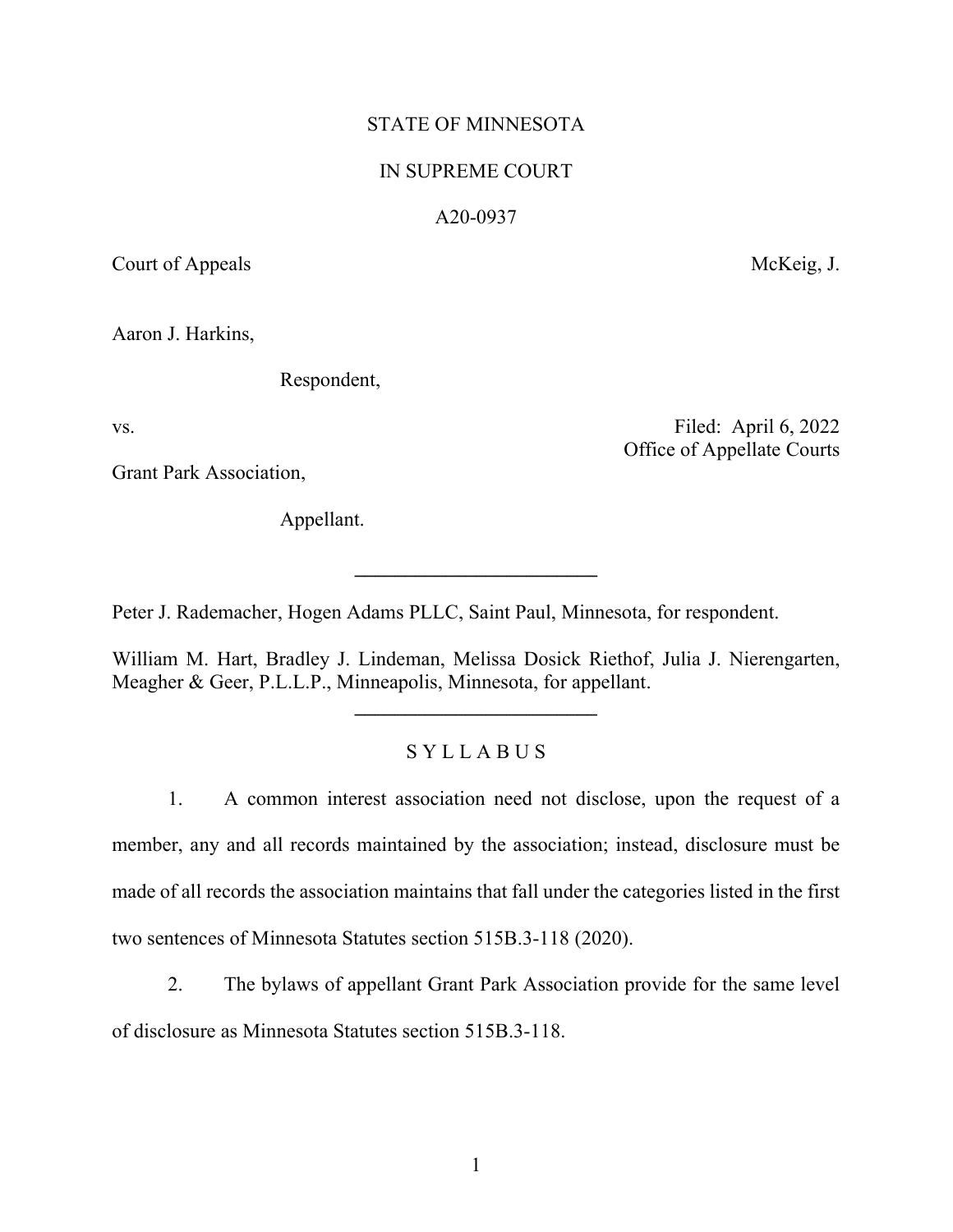STATE OF MINNESOTA

IN SUPREME COURT

A20-0937

Court of Appeals McKeig, J.

Aaron J. Harkins,

Respondent,

vs. Filed: April 6, 2022
Office of Appellate Courts

Grant Park Association,

Appellant.

---

Peter J. Rademacher, Hogen Adams PLLC, Saint Paul, Minnesota, for respondent.

William M. Hart, Bradley J. Lindeman, Melissa Dosick Riethof, Julia J. Nierengarten, Meagher & Geer, P.L.L.P., Minneapolis, Minnesota, for appellant.

---

S Y L L A B U S

1. A common interest association need not disclose, upon the request of a member, any and all records maintained by the association; instead, disclosure must be made of all records the association maintains that fall under the categories listed in the first two sentences of Minnesota Statutes section 515B.3-118 (2020).

2. The bylaws of appellant Grant Park Association provide for the same level of disclosure as Minnesota Statutes section 515B.3-118.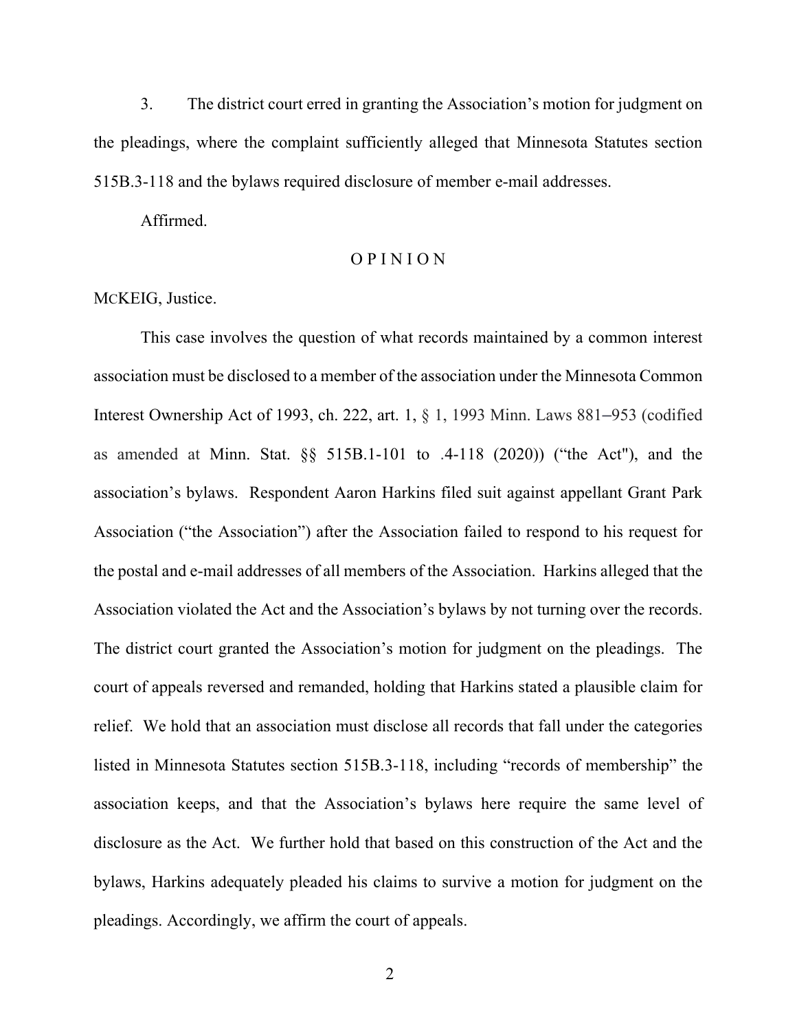3. The district court erred in granting the Association's motion for judgment on the pleadings, where the complaint sufficiently alleged that Minnesota Statutes section 515B.3-118 and the bylaws required disclosure of member e-mail addresses.

Affirmed.

## O P I N I O N

MCKEIG, Justice.

This case involves the question of what records maintained by a common interest association must be disclosed to a member of the association under the Minnesota Common Interest Ownership Act of 1993, ch. 222, art. 1, § 1, 1993 Minn. Laws 881–953 (codified as amended at Minn. Stat. §§ 515B.1-101 to .4-118 (2020)) ("the Act"), and the association's bylaws. Respondent Aaron Harkins filed suit against appellant Grant Park Association ("the Association") after the Association failed to respond to his request for the postal and e-mail addresses of all members of the Association. Harkins alleged that the Association violated the Act and the Association's bylaws by not turning over the records. The district court granted the Association's motion for judgment on the pleadings. The court of appeals reversed and remanded, holding that Harkins stated a plausible claim for relief. We hold that an association must disclose all records that fall under the categories listed in Minnesota Statutes section 515B.3-118, including "records of membership" the association keeps, and that the Association's bylaws here require the same level of disclosure as the Act. We further hold that based on this construction of the Act and the bylaws, Harkins adequately pleaded his claims to survive a motion for judgment on the pleadings. Accordingly, we affirm the court of appeals.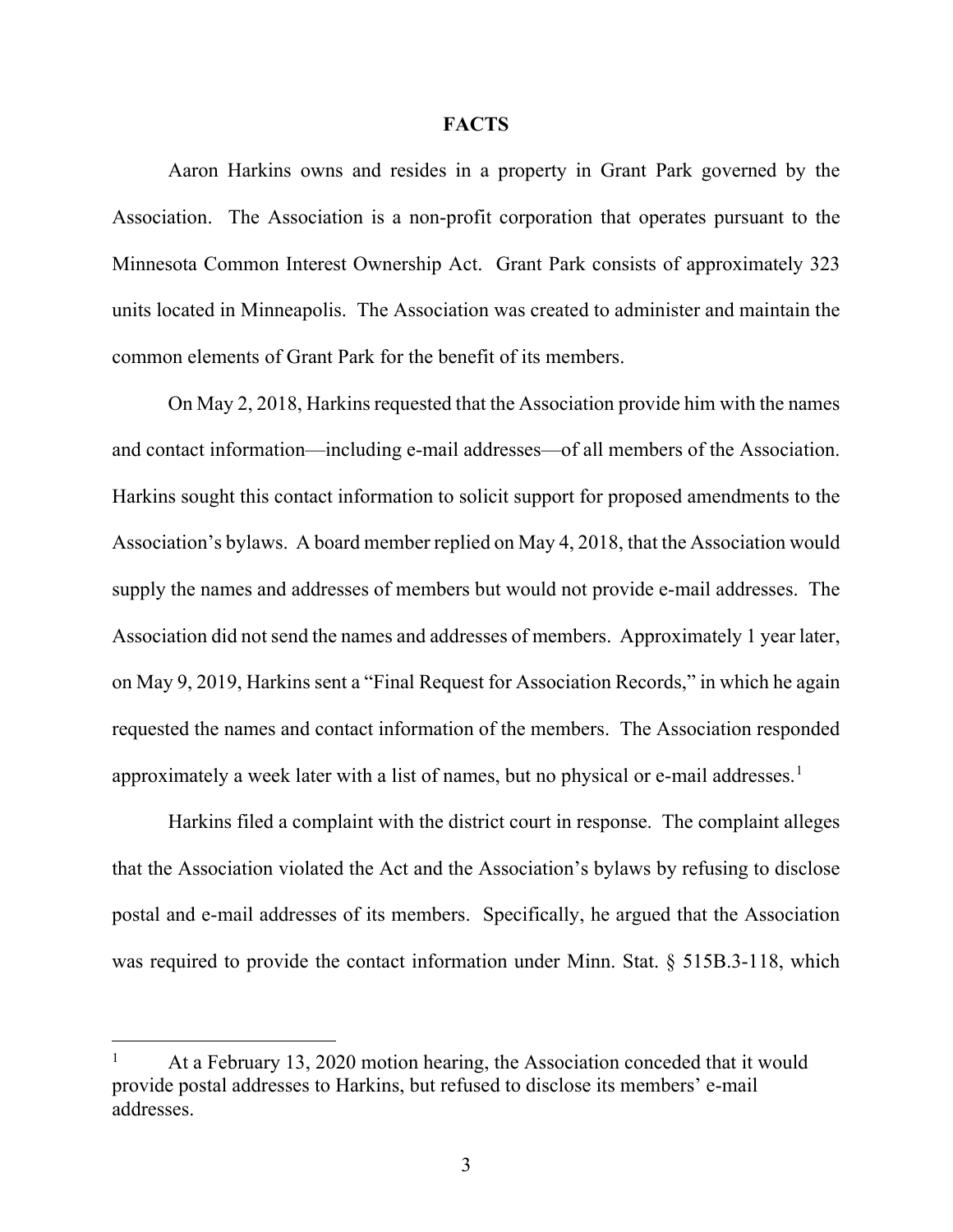## FACTS

Aaron Harkins owns and resides in a property in Grant Park governed by the Association. The Association is a non-profit corporation that operates pursuant to the Minnesota Common Interest Ownership Act. Grant Park consists of approximately 323 units located in Minneapolis. The Association was created to administer and maintain the common elements of Grant Park for the benefit of its members.

On May 2, 2018, Harkins requested that the Association provide him with the names and contact information—including e-mail addresses—of all members of the Association. Harkins sought this contact information to solicit support for proposed amendments to the Association's bylaws. A board member replied on May 4, 2018, that the Association would supply the names and addresses of members but would not provide e-mail addresses. The Association did not send the names and addresses of members. Approximately 1 year later, on May 9, 2019, Harkins sent a "Final Request for Association Records," in which he again requested the names and contact information of the members. The Association responded approximately a week later with a list of names, but no physical or e-mail addresses.[1]

Harkins filed a complaint with the district court in response. The complaint alleges that the Association violated the Act and the Association's bylaws by refusing to disclose postal and e-mail addresses of its members. Specifically, he argued that the Association was required to provide the contact information under Minn. Stat. § 515B.3-118, which

---

[1] At a February 13, 2020 motion hearing, the Association conceded that it would provide postal addresses to Harkins, but refused to disclose its members' e-mail addresses.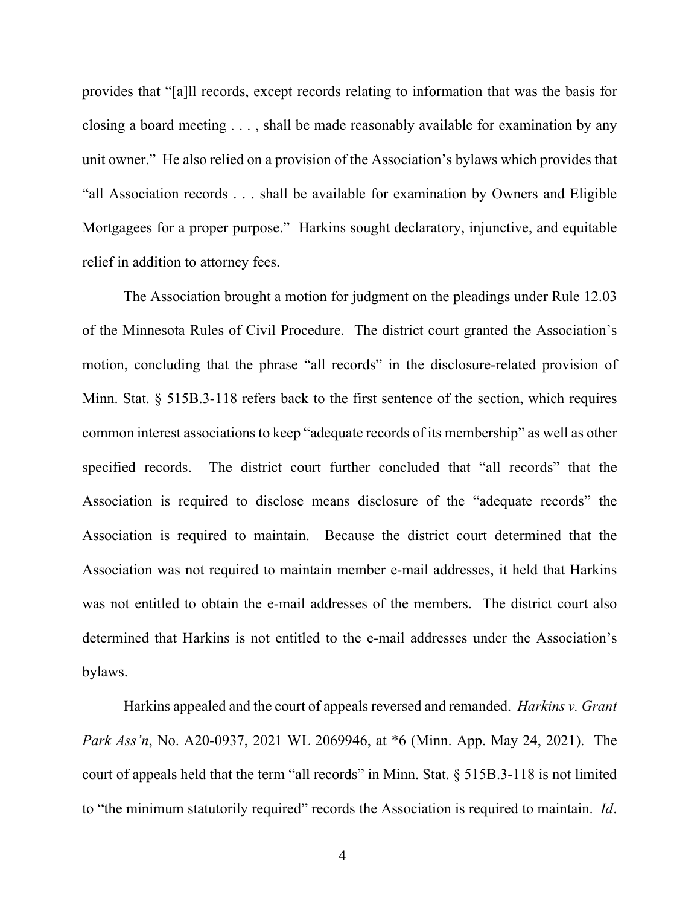provides that "[a]ll records, except records relating to information that was the basis for closing a board meeting . . . , shall be made reasonably available for examination by any unit owner." He also relied on a provision of the Association's bylaws which provides that "all Association records . . . shall be available for examination by Owners and Eligible Mortgagees for a proper purpose." Harkins sought declaratory, injunctive, and equitable relief in addition to attorney fees.

The Association brought a motion for judgment on the pleadings under Rule 12.03 of the Minnesota Rules of Civil Procedure. The district court granted the Association's motion, concluding that the phrase "all records" in the disclosure-related provision of Minn. Stat. § 515B.3-118 refers back to the first sentence of the section, which requires common interest associations to keep "adequate records of its membership" as well as other specified records. The district court further concluded that "all records" that the Association is required to disclose means disclosure of the "adequate records" the Association is required to maintain. Because the district court determined that the Association was not required to maintain member e-mail addresses, it held that Harkins was not entitled to obtain the e-mail addresses of the members. The district court also determined that Harkins is not entitled to the e-mail addresses under the Association's bylaws.

Harkins appealed and the court of appeals reversed and remanded. *Harkins v. Grant Park Ass'n*, No. A20-0937, 2021 WL 2069946, at *6 (Minn. App. May 24, 2021). The court of appeals held that the term "all records" in Minn. Stat. § 515B.3-118 is not limited to "the minimum statutorily required" records the Association is required to maintain. *Id*.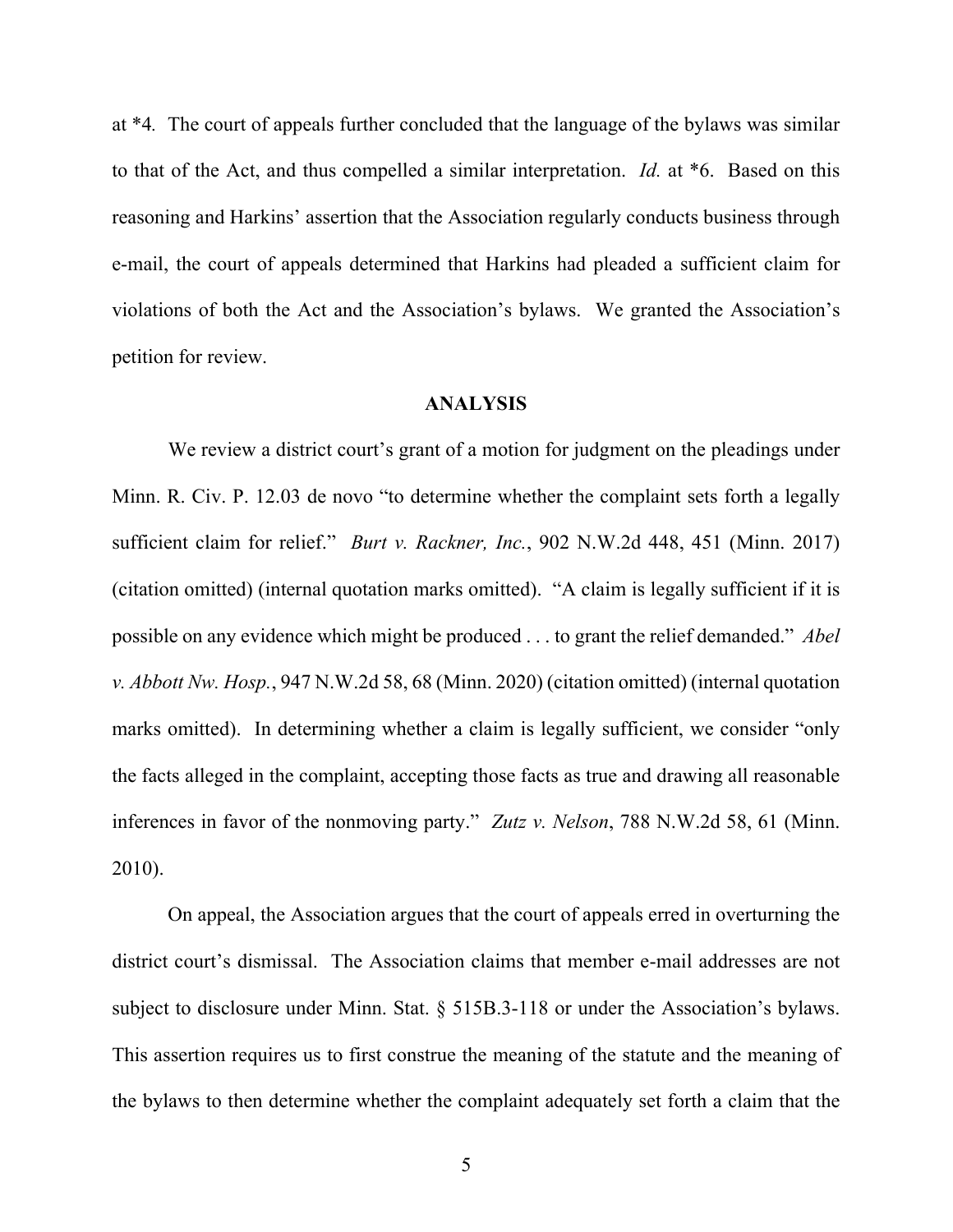at *4. The court of appeals further concluded that the language of the bylaws was similar to that of the Act, and thus compelled a similar interpretation. *Id.* at *6. Based on this reasoning and Harkins' assertion that the Association regularly conducts business through e-mail, the court of appeals determined that Harkins had pleaded a sufficient claim for violations of both the Act and the Association's bylaws. We granted the Association's petition for review.

## ANALYSIS

We review a district court's grant of a motion for judgment on the pleadings under Minn. R. Civ. P. 12.03 de novo "to determine whether the complaint sets forth a legally sufficient claim for relief." *Burt v. Rackner, Inc.*, 902 N.W.2d 448, 451 (Minn. 2017) (citation omitted) (internal quotation marks omitted). "A claim is legally sufficient if it is possible on any evidence which might be produced . . . to grant the relief demanded." *Abel v. Abbott Nw. Hosp.*, 947 N.W.2d 58, 68 (Minn. 2020) (citation omitted) (internal quotation marks omitted). In determining whether a claim is legally sufficient, we consider "only the facts alleged in the complaint, accepting those facts as true and drawing all reasonable inferences in favor of the nonmoving party." *Zutz v. Nelson*, 788 N.W.2d 58, 61 (Minn. 2010).

On appeal, the Association argues that the court of appeals erred in overturning the district court's dismissal. The Association claims that member e-mail addresses are not subject to disclosure under Minn. Stat. § 515B.3-118 or under the Association's bylaws. This assertion requires us to first construe the meaning of the statute and the meaning of the bylaws to then determine whether the complaint adequately set forth a claim that the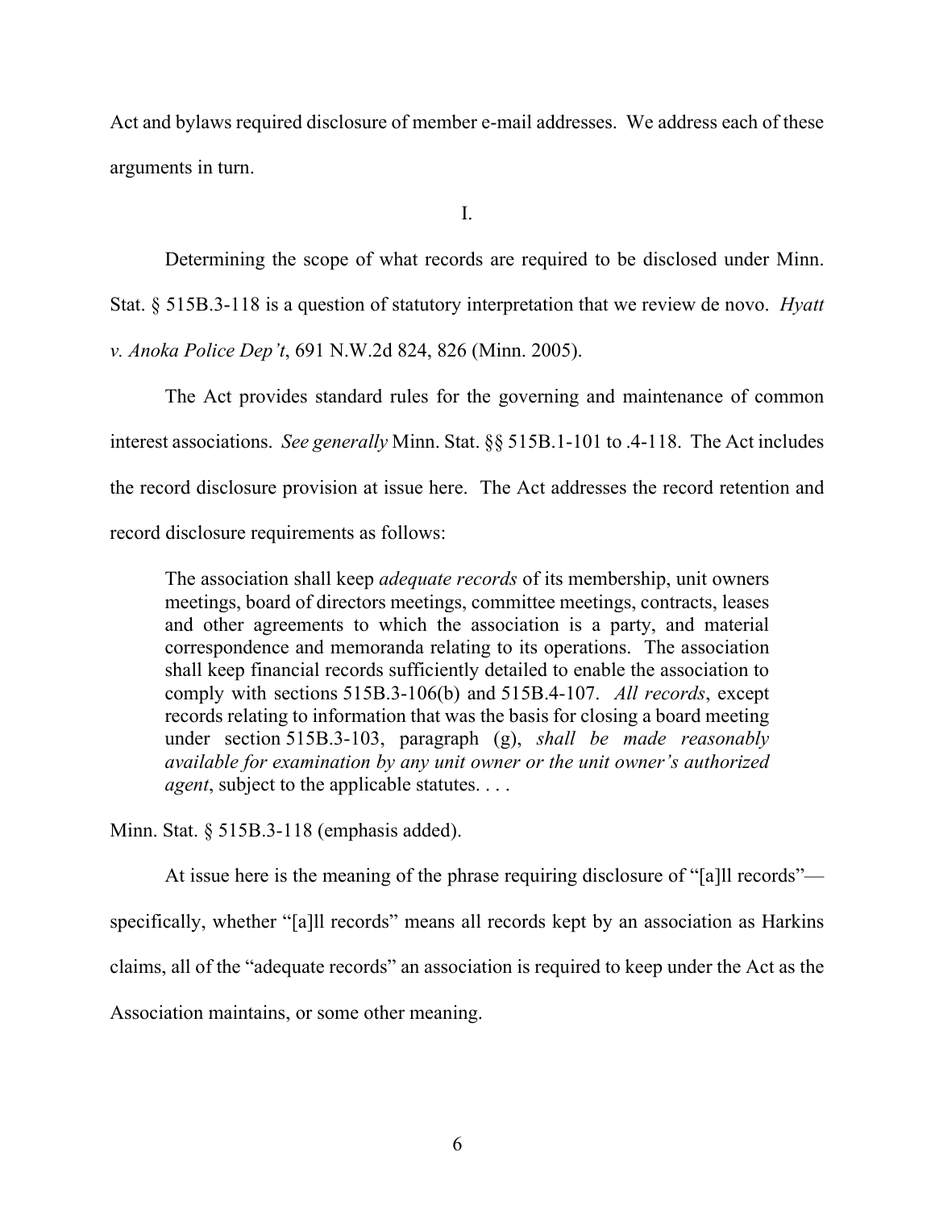Act and bylaws required disclosure of member e-mail addresses. We address each of these arguments in turn.

I.

Determining the scope of what records are required to be disclosed under Minn. Stat. § 515B.3-118 is a question of statutory interpretation that we review de novo. *Hyatt v. Anoka Police Dep't*, 691 N.W.2d 824, 826 (Minn. 2005).

The Act provides standard rules for the governing and maintenance of common interest associations. *See generally* Minn. Stat. §§ 515B.1-101 to .4-118. The Act includes the record disclosure provision at issue here. The Act addresses the record retention and record disclosure requirements as follows:

> The association shall keep *adequate records* of its membership, unit owners meetings, board of directors meetings, committee meetings, contracts, leases and other agreements to which the association is a party, and material correspondence and memoranda relating to its operations. The association shall keep financial records sufficiently detailed to enable the association to comply with sections 515B.3-106(b) and 515B.4-107. *All records*, except records relating to information that was the basis for closing a board meeting under section 515B.3-103, paragraph (g), *shall be made reasonably available for examination by any unit owner or the unit owner's authorized agent*, subject to the applicable statutes. . . .

Minn. Stat. § 515B.3-118 (emphasis added).

At issue here is the meaning of the phrase requiring disclosure of "[a]ll records"—specifically, whether "[a]ll records" means all records kept by an association as Harkins claims, all of the "adequate records" an association is required to keep under the Act as the Association maintains, or some other meaning.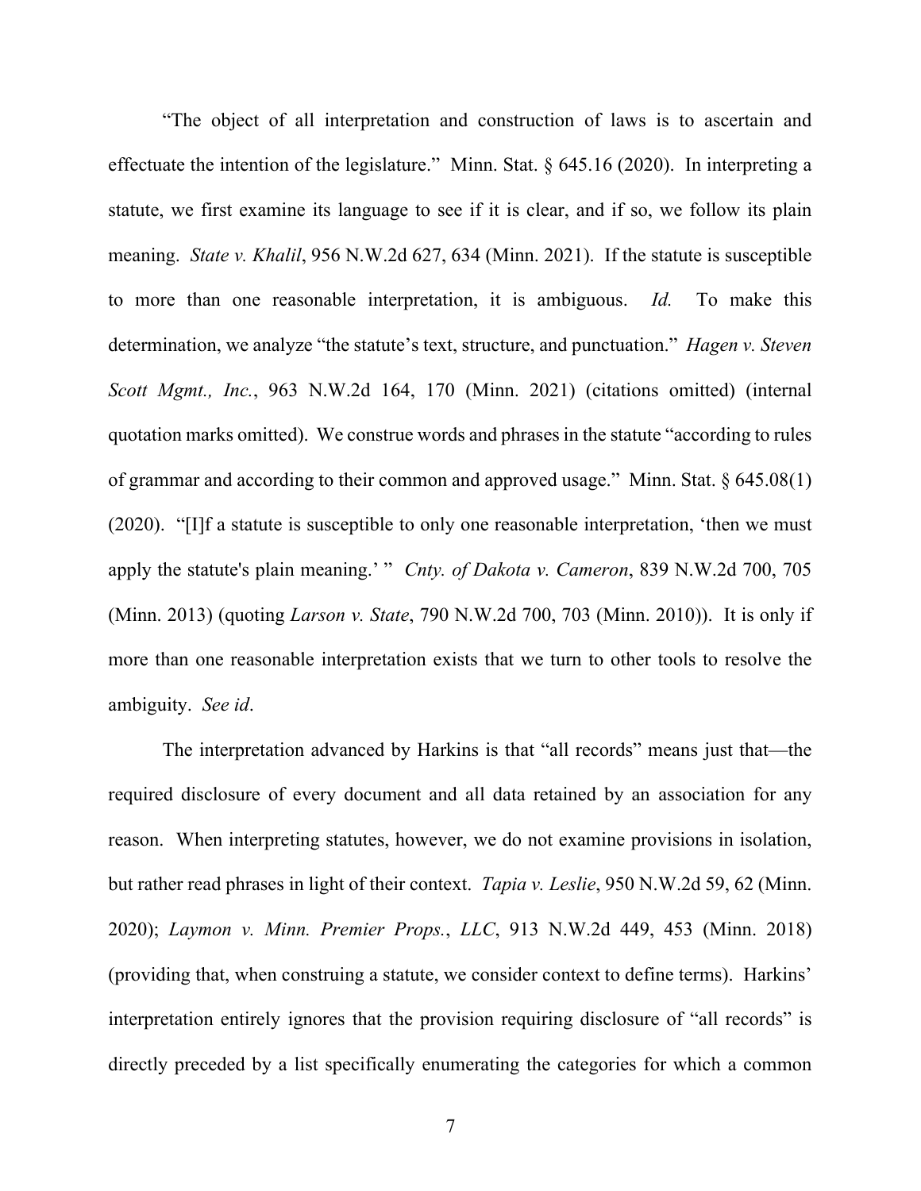"The object of all interpretation and construction of laws is to ascertain and effectuate the intention of the legislature." Minn. Stat. § 645.16 (2020). In interpreting a statute, we first examine its language to see if it is clear, and if so, we follow its plain meaning. *State v. Khalil*, 956 N.W.2d 627, 634 (Minn. 2021). If the statute is susceptible to more than one reasonable interpretation, it is ambiguous. *Id.* To make this determination, we analyze "the statute's text, structure, and punctuation." *Hagen v. Steven Scott Mgmt., Inc.*, 963 N.W.2d 164, 170 (Minn. 2021) (citations omitted) (internal quotation marks omitted). We construe words and phrases in the statute "according to rules of grammar and according to their common and approved usage." Minn. Stat. § 645.08(1) (2020). "[I]f a statute is susceptible to only one reasonable interpretation, 'then we must apply the statute's plain meaning.' " *Cnty. of Dakota v. Cameron*, 839 N.W.2d 700, 705 (Minn. 2013) (quoting *Larson v. State*, 790 N.W.2d 700, 703 (Minn. 2010)). It is only if more than one reasonable interpretation exists that we turn to other tools to resolve the ambiguity. *See id*.

The interpretation advanced by Harkins is that "all records" means just that—the required disclosure of every document and all data retained by an association for any reason. When interpreting statutes, however, we do not examine provisions in isolation, but rather read phrases in light of their context. *Tapia v. Leslie*, 950 N.W.2d 59, 62 (Minn. 2020); *Laymon v. Minn. Premier Props., LLC*, 913 N.W.2d 449, 453 (Minn. 2018) (providing that, when construing a statute, we consider context to define terms). Harkins' interpretation entirely ignores that the provision requiring disclosure of "all records" is directly preceded by a list specifically enumerating the categories for which a common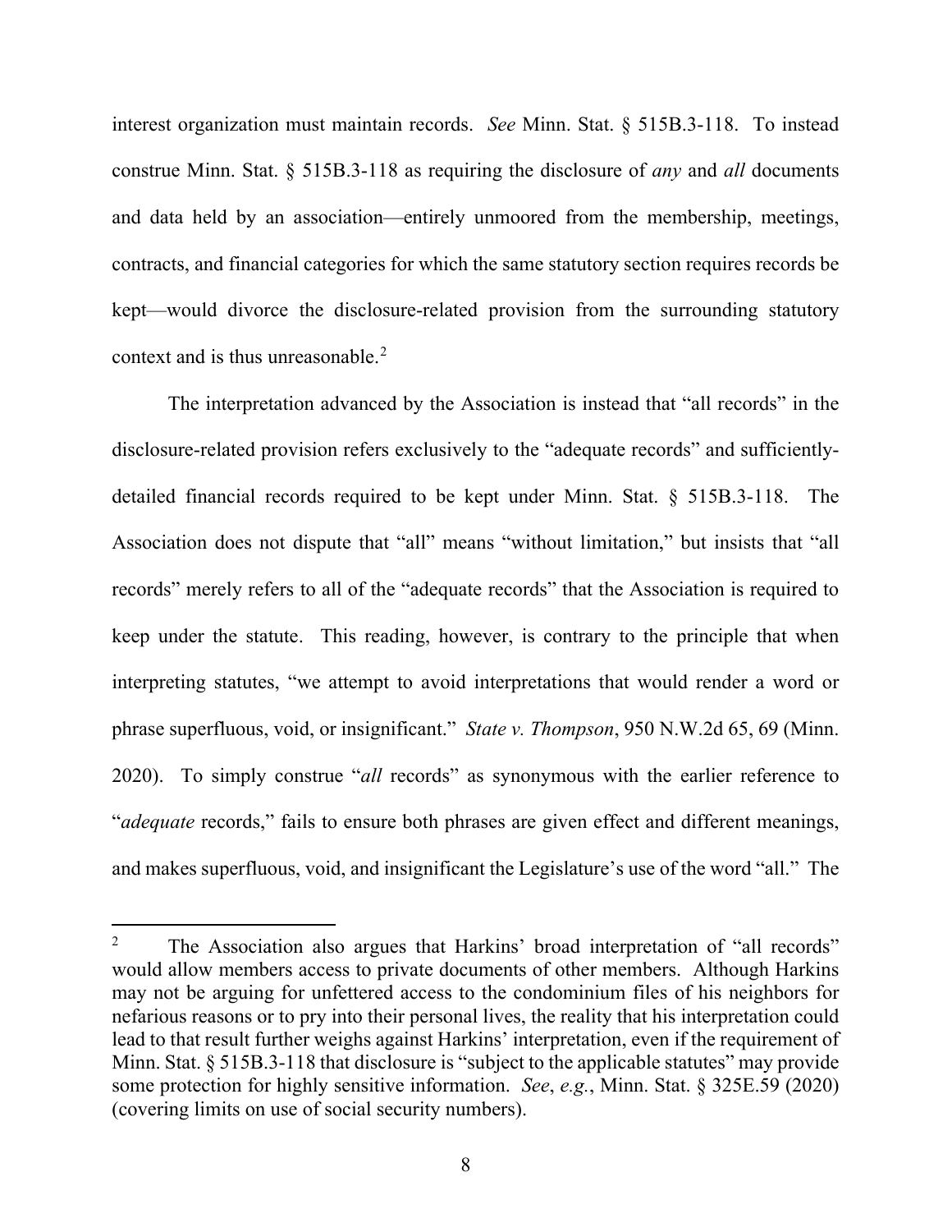interest organization must maintain records. *See* Minn. Stat. § 515B.3-118. To instead construe Minn. Stat. § 515B.3-118 as requiring the disclosure of *any* and *all* documents and data held by an association—entirely unmoored from the membership, meetings, contracts, and financial categories for which the same statutory section requires records be kept—would divorce the disclosure-related provision from the surrounding statutory context and is thus unreasonable.[2]

The interpretation advanced by the Association is instead that "all records" in the disclosure-related provision refers exclusively to the "adequate records" and sufficiently-detailed financial records required to be kept under Minn. Stat. § 515B.3-118. The Association does not dispute that "all" means "without limitation," but insists that "all records" merely refers to all of the "adequate records" that the Association is required to keep under the statute. This reading, however, is contrary to the principle that when interpreting statutes, "we attempt to avoid interpretations that would render a word or phrase superfluous, void, or insignificant." *State v. Thompson*, 950 N.W.2d 65, 69 (Minn. 2020). To simply construe "*all* records" as synonymous with the earlier reference to "*adequate* records," fails to ensure both phrases are given effect and different meanings, and makes superfluous, void, and insignificant the Legislature's use of the word "all." The

---

[2] The Association also argues that Harkins' broad interpretation of "all records" would allow members access to private documents of other members. Although Harkins may not be arguing for unfettered access to the condominium files of his neighbors for nefarious reasons or to pry into their personal lives, the reality that his interpretation could lead to that result further weighs against Harkins' interpretation, even if the requirement of Minn. Stat. § 515B.3-118 that disclosure is "subject to the applicable statutes" may provide some protection for highly sensitive information. *See*, *e.g.*, Minn. Stat. § 325E.59 (2020) (covering limits on use of social security numbers).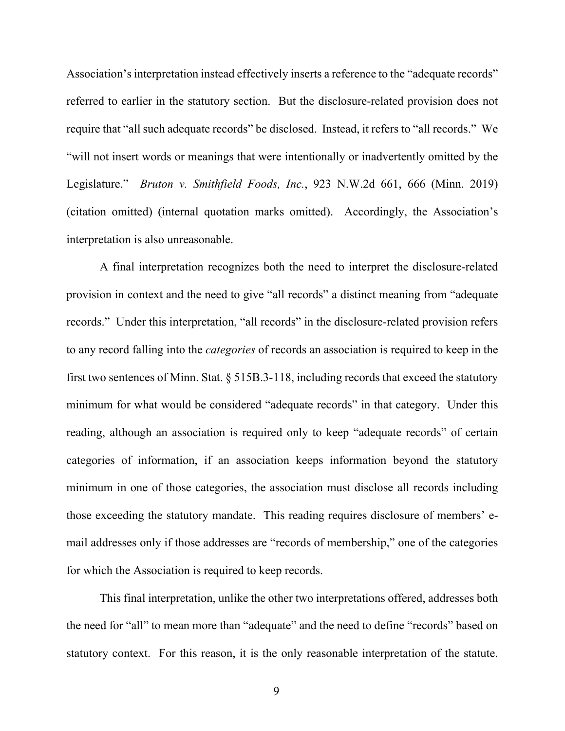Association's interpretation instead effectively inserts a reference to the "adequate records" referred to earlier in the statutory section. But the disclosure-related provision does not require that "all such adequate records" be disclosed. Instead, it refers to "all records." We "will not insert words or meanings that were intentionally or inadvertently omitted by the Legislature." *Bruton v. Smithfield Foods, Inc.*, 923 N.W.2d 661, 666 (Minn. 2019) (citation omitted) (internal quotation marks omitted). Accordingly, the Association's interpretation is also unreasonable.

A final interpretation recognizes both the need to interpret the disclosure-related provision in context and the need to give "all records" a distinct meaning from "adequate records." Under this interpretation, "all records" in the disclosure-related provision refers to any record falling into the *categories* of records an association is required to keep in the first two sentences of Minn. Stat. § 515B.3-118, including records that exceed the statutory minimum for what would be considered "adequate records" in that category. Under this reading, although an association is required only to keep "adequate records" of certain categories of information, if an association keeps information beyond the statutory minimum in one of those categories, the association must disclose all records including those exceeding the statutory mandate. This reading requires disclosure of members' e-mail addresses only if those addresses are "records of membership," one of the categories for which the Association is required to keep records.

This final interpretation, unlike the other two interpretations offered, addresses both the need for "all" to mean more than "adequate" and the need to define "records" based on statutory context. For this reason, it is the only reasonable interpretation of the statute.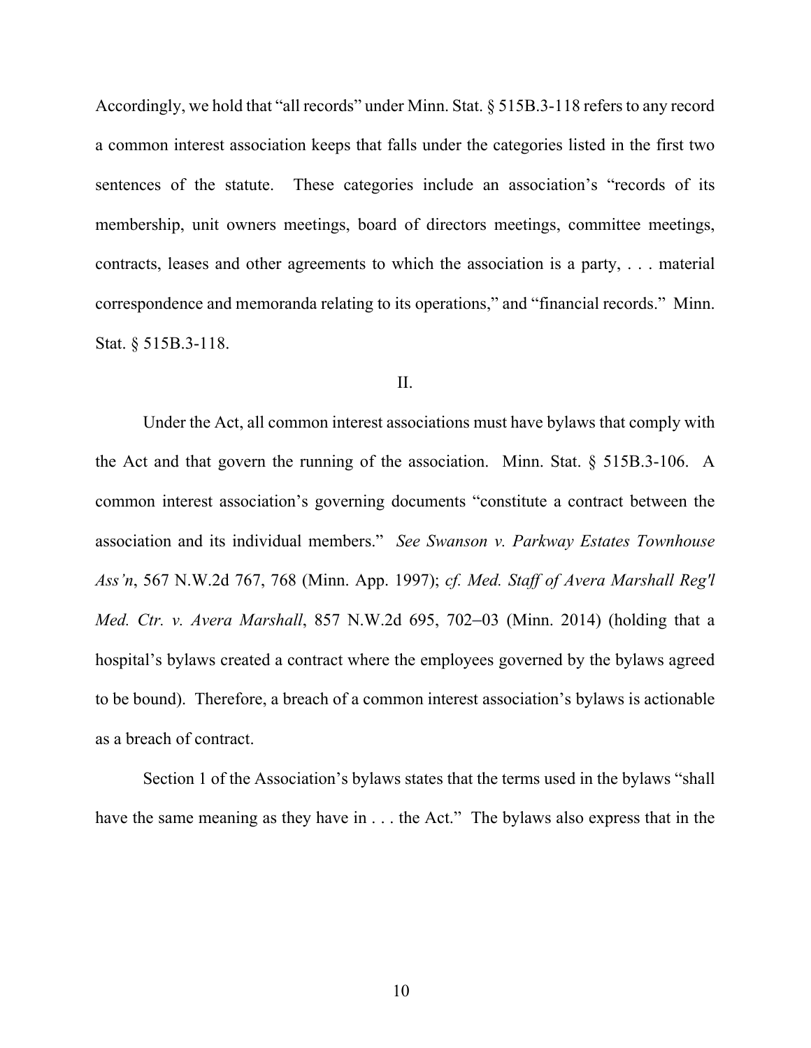Accordingly, we hold that "all records" under Minn. Stat. § 515B.3-118 refers to any record a common interest association keeps that falls under the categories listed in the first two sentences of the statute. These categories include an association's "records of its membership, unit owners meetings, board of directors meetings, committee meetings, contracts, leases and other agreements to which the association is a party, . . . material correspondence and memoranda relating to its operations," and "financial records." Minn. Stat. § 515B.3-118.

## II.

Under the Act, all common interest associations must have bylaws that comply with the Act and that govern the running of the association. Minn. Stat. § 515B.3-106. A common interest association's governing documents "constitute a contract between the association and its individual members." *See Swanson v. Parkway Estates Townhouse Ass'n*, 567 N.W.2d 767, 768 (Minn. App. 1997); *cf. Med. Staff of Avera Marshall Reg'l Med. Ctr. v. Avera Marshall*, 857 N.W.2d 695, 702–03 (Minn. 2014) (holding that a hospital's bylaws created a contract where the employees governed by the bylaws agreed to be bound). Therefore, a breach of a common interest association's bylaws is actionable as a breach of contract.

Section 1 of the Association's bylaws states that the terms used in the bylaws "shall have the same meaning as they have in . . . the Act." The bylaws also express that in the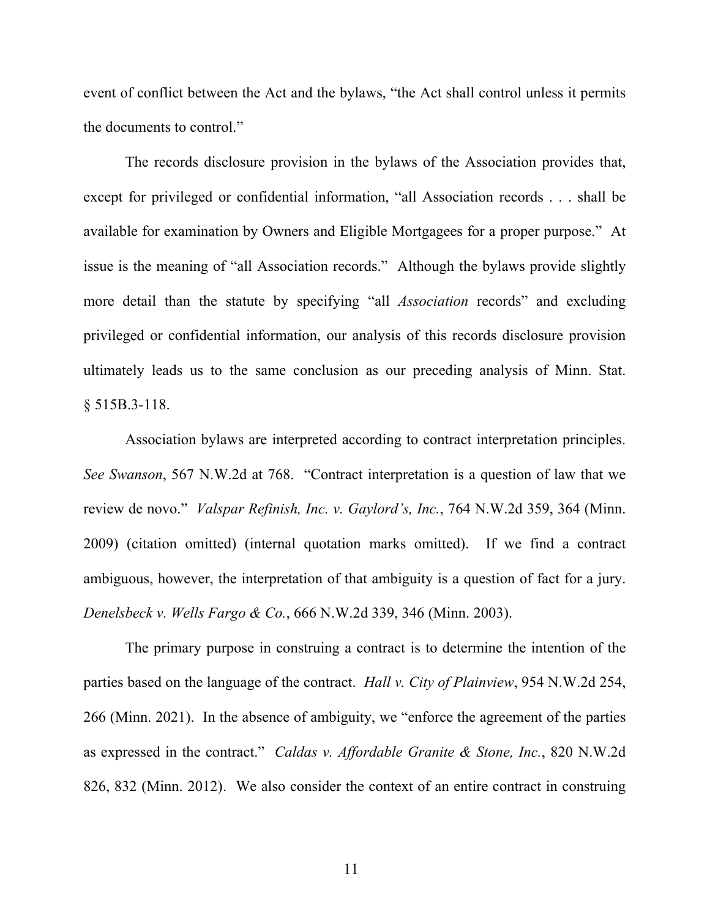event of conflict between the Act and the bylaws, "the Act shall control unless it permits the documents to control."

The records disclosure provision in the bylaws of the Association provides that, except for privileged or confidential information, "all Association records . . . shall be available for examination by Owners and Eligible Mortgagees for a proper purpose." At issue is the meaning of "all Association records." Although the bylaws provide slightly more detail than the statute by specifying "all *Association* records" and excluding privileged or confidential information, our analysis of this records disclosure provision ultimately leads us to the same conclusion as our preceding analysis of Minn. Stat. § 515B.3-118.

Association bylaws are interpreted according to contract interpretation principles. *See Swanson*, 567 N.W.2d at 768. "Contract interpretation is a question of law that we review de novo." *Valspar Refinish, Inc. v. Gaylord's, Inc.*, 764 N.W.2d 359, 364 (Minn. 2009) (citation omitted) (internal quotation marks omitted). If we find a contract ambiguous, however, the interpretation of that ambiguity is a question of fact for a jury. *Denelsbeck v. Wells Fargo & Co.*, 666 N.W.2d 339, 346 (Minn. 2003).

The primary purpose in construing a contract is to determine the intention of the parties based on the language of the contract. *Hall v. City of Plainview*, 954 N.W.2d 254, 266 (Minn. 2021). In the absence of ambiguity, we "enforce the agreement of the parties as expressed in the contract." *Caldas v. Affordable Granite & Stone, Inc.*, 820 N.W.2d 826, 832 (Minn. 2012). We also consider the context of an entire contract in construing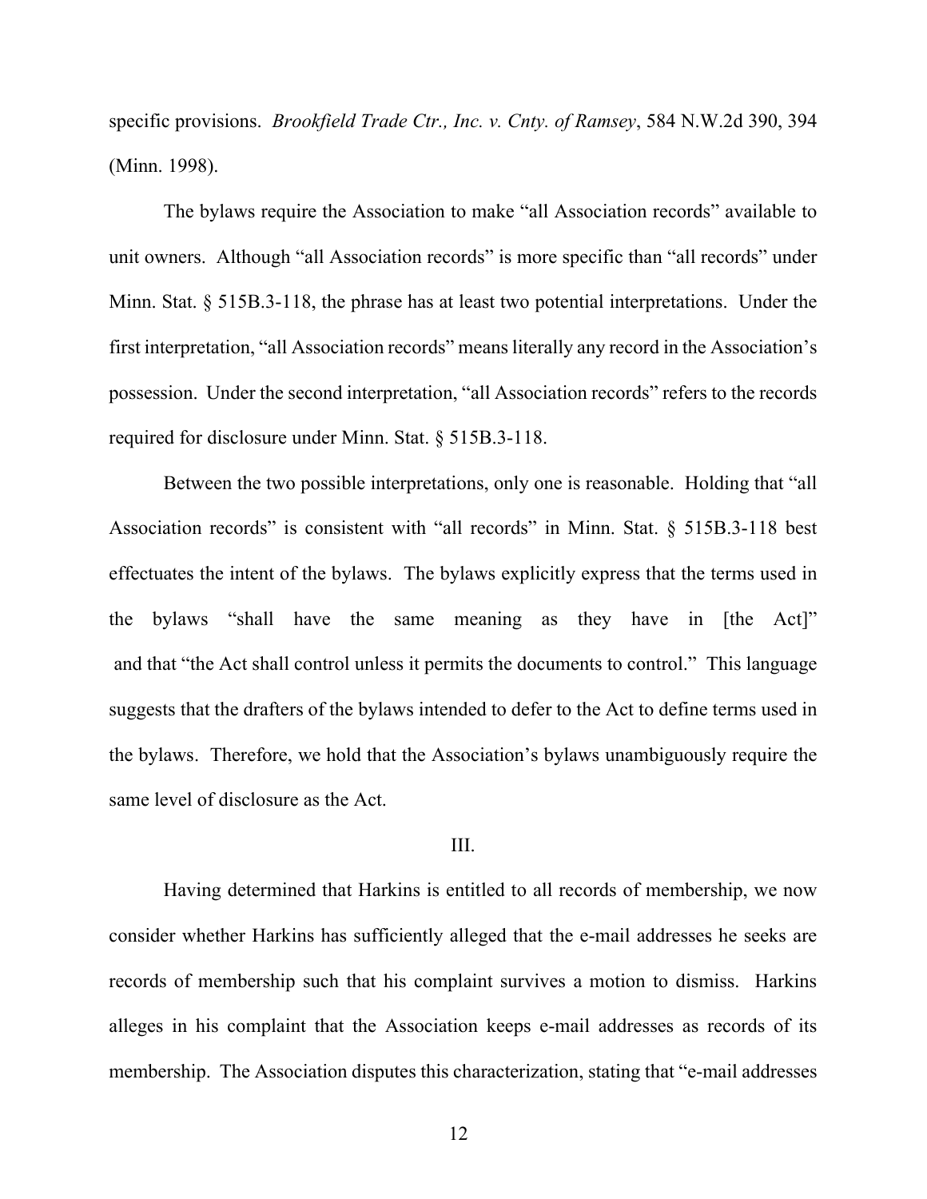specific provisions. *Brookfield Trade Ctr., Inc. v. Cnty. of Ramsey*, 584 N.W.2d 390, 394 (Minn. 1998).

The bylaws require the Association to make "all Association records" available to unit owners. Although "all Association records" is more specific than "all records" under Minn. Stat. § 515B.3-118, the phrase has at least two potential interpretations. Under the first interpretation, "all Association records" means literally any record in the Association's possession. Under the second interpretation, "all Association records" refers to the records required for disclosure under Minn. Stat. § 515B.3-118.

Between the two possible interpretations, only one is reasonable. Holding that "all Association records" is consistent with "all records" in Minn. Stat. § 515B.3-118 best effectuates the intent of the bylaws. The bylaws explicitly express that the terms used in the bylaws "shall have the same meaning as they have in [the Act]" and that "the Act shall control unless it permits the documents to control." This language suggests that the drafters of the bylaws intended to defer to the Act to define terms used in the bylaws. Therefore, we hold that the Association's bylaws unambiguously require the same level of disclosure as the Act.

## III.

Having determined that Harkins is entitled to all records of membership, we now consider whether Harkins has sufficiently alleged that the e-mail addresses he seeks are records of membership such that his complaint survives a motion to dismiss. Harkins alleges in his complaint that the Association keeps e-mail addresses as records of its membership. The Association disputes this characterization, stating that "e-mail addresses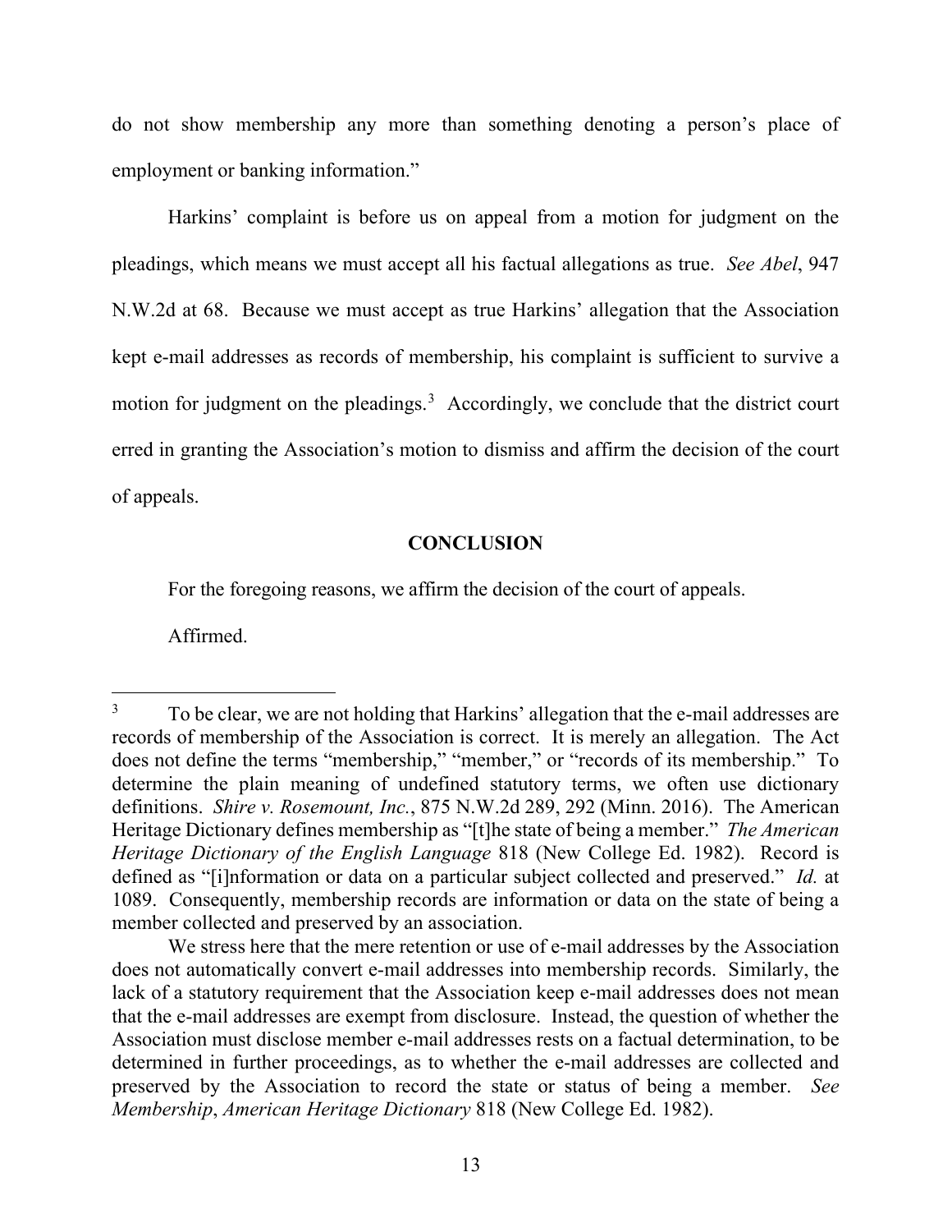do not show membership any more than something denoting a person's place of employment or banking information."

Harkins' complaint is before us on appeal from a motion for judgment on the pleadings, which means we must accept all his factual allegations as true. *See Abel*, 947 N.W.2d at 68. Because we must accept as true Harkins' allegation that the Association kept e-mail addresses as records of membership, his complaint is sufficient to survive a motion for judgment on the pleadings.[3] Accordingly, we conclude that the district court erred in granting the Association's motion to dismiss and affirm the decision of the court of appeals.

## CONCLUSION

For the foregoing reasons, we affirm the decision of the court of appeals.

Affirmed.

---

[3] To be clear, we are not holding that Harkins' allegation that the e-mail addresses are records of membership of the Association is correct. It is merely an allegation. The Act does not define the terms "membership," "member," or "records of its membership." To determine the plain meaning of undefined statutory terms, we often use dictionary definitions. *Shire v. Rosemount, Inc.*, 875 N.W.2d 289, 292 (Minn. 2016). The American Heritage Dictionary defines membership as "[t]he state of being a member." *The American Heritage Dictionary of the English Language* 818 (New College Ed. 1982). Record is defined as "[i]nformation or data on a particular subject collected and preserved." *Id.* at 1089. Consequently, membership records are information or data on the state of being a member collected and preserved by an association.

We stress here that the mere retention or use of e-mail addresses by the Association does not automatically convert e-mail addresses into membership records. Similarly, the lack of a statutory requirement that the Association keep e-mail addresses does not mean that the e-mail addresses are exempt from disclosure. Instead, the question of whether the Association must disclose member e-mail addresses rests on a factual determination, to be determined in further proceedings, as to whether the e-mail addresses are collected and preserved by the Association to record the state or status of being a member. *See Membership*, *American Heritage Dictionary* 818 (New College Ed. 1982).